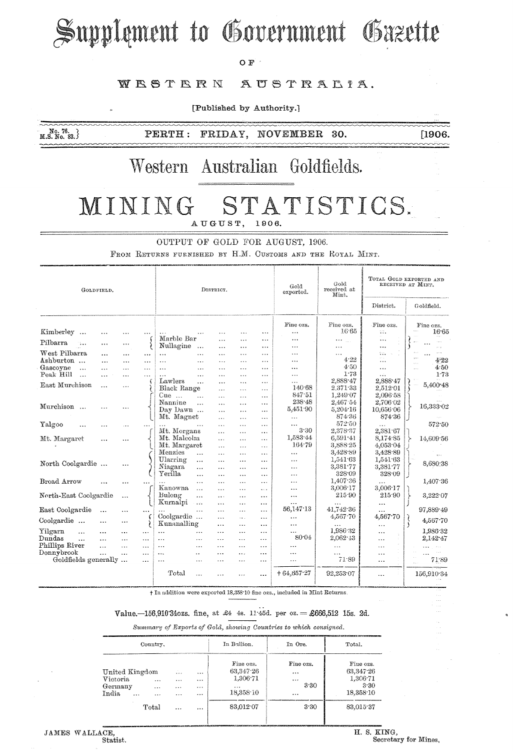# Supplement to Government Gazette

OF

## WESTERN AUSTRALIA.

[Published by Authority.]

No. 76. M.S. No. 83. PERTH: FRIDAY, NOVEMBER 30. [1906.

# Western Australian Goldfields.

# MINING STATISTICS.

AUGUST, 1906.

## OUTPUT OF GOLD FOR AUGUST, 1906.

FROM RETURNS FURNISHED BY H.M. CUSTOMS AND THE ROYAL MINT.

| Goldfield. | District. | Gold exported. | Gold received at Mint. | Total Gold exported and received at Mint. | |
|---|---|---|---|---|---|
| | | | | District. | Goldfield. |
| | | Fine ozs. | Fine ozs. | Fine ozs. | Fine ozs. |
| Kimberley ... | ... | ... | 16·65 | ... | 16·65 |
| Pilbarra | Marble Bar | ... | ... | ... | ... |
| | Nullagine ... | ... | ... | ... | |
| West Pilbarra | ... | ... | ... | ... | ... |
| Ashburton ... | ... | ... | 4·22 | ... | 4·22 |
| Gascoyne | ... | ... | 4·50 | ... | 4·50 |
| Peak Hill | ... | ... | 1·73 | ... | 1·73 |
| East Murchison | Lawlers | ... | 2,888·47 | 2,888·47 | 5,400·48 |
| | Black Range | 140·68 | 2,371·33 | 2,512·01 | |
| Murchison ... | Cue ... | 847·51 | 1,249·07 | 2,096·58 | 16,333·02 |
| | Nannine | 238·48 | 2,467·54 | 2,706·02 | |
| | Day Dawn ... | 5,451·90 | 5,204·16 | 10,656·06 | |
| | Mt. Magnet | ... | 874·36 | 874·36 | |
| Yalgoo | ... | ... | 572·50 | ... | 572·50 |
| Mt. Margaret | Mt. Morgans | 3·30 | 2,378·37 | 2,381·67 | 14,609·56 |
| | Mt. Malcolm | 1,583·44 | 6,591·41 | 8,174·85 | |
| | Mt. Margaret | 164·79 | 3,888·25 | 4,053·04 | |
| North Coolgardie ... | Menzies | ... | 3,428·89 | 3,428·89 | 8,680·38 |
| | Ularring | ... | 1,541·63 | 1,541·63 | |
| | Niagara | ... | 3,381·77 | 3,381·77 | |
| | Yerilla | ... | 328·09 | 328·09 | |
| Broad Arrow | ... | ... | 1,407·36 | ... | 1,407·36 |
| North-East Coolgardie | Kanowna | ... | 3,006·17 | 3,006·17 | 3,222·07 |
| | Bulong | ... | 215·90 | 215·90 | |
| | Kurnalpi | ... | ... | ... | |
| East Coolgardie | ... | 56,147·13 | 41,742·36 | ... | 97,889·49 |
| Coolgardie ... | Coolgardie ... | ... | 4,567·70 | 4,567·70 | 4,567·70 |
| | Kunanalling | ... | ... | ... | |
| Yilgarn | ... | ... | 1,986·32 | ... | 1,986·32 |
| Dundas | ... | 80·04 | 2,062·43 | ... | 2,142·47 |
| Phillips River | ... | ... | ... | ... | ... |
| Donnybrook | ... | ... | ... | ... | ... |
| Goldfields generally ... | ... | ... | 71·89 | ... | 71·89 |
| | Total ... | † 64,657·27 | 92,253·07 | ... | 156,910·34 |

† In addition were exported 18,358·10 fine ozs., included in Mint Returns.

**Value.—156,910·34ozs. fine, at £4 4s. 11·45d. per oz. = £666,512 15s. 2d.**

*Summary of Exports of Gold, showing Countries to which consigned.*

| Country. | In Bullion. | In Ore. | Total. |
|---|---|---|---|
| | Fine ozs. | Fine ozs. | Fine ozs. |
| United Kingdom ... | 63,347·26 | ... | 63,347·26 |
| Victoria ... | 1,306·71 | ... | 1,306·71 |
| Germany ... | ... | 3·30 | 3·30 |
| India ... | 18,358·10 | ... | 18,358·10 |
| Total ... | 83,012·07 | 3·30 | 83,015·37 |

JAMES WALLACE,
Statist.

H. S. KING,
Secretary for Mines.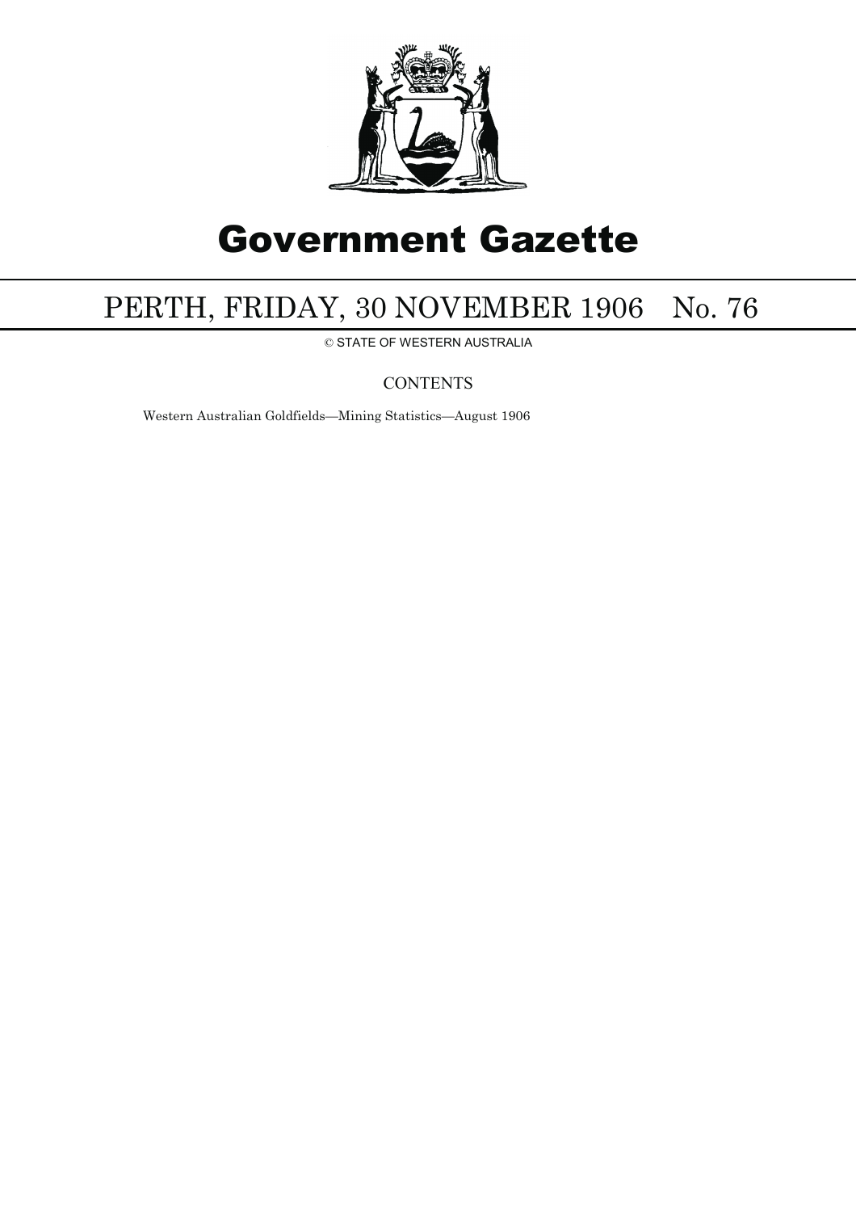# Government Gazette

PERTH, FRIDAY, 30 NOVEMBER 1906 No. 76

© STATE OF WESTERN AUSTRALIA

CONTENTS

Western Australian Goldfields—Mining Statistics—August 1906